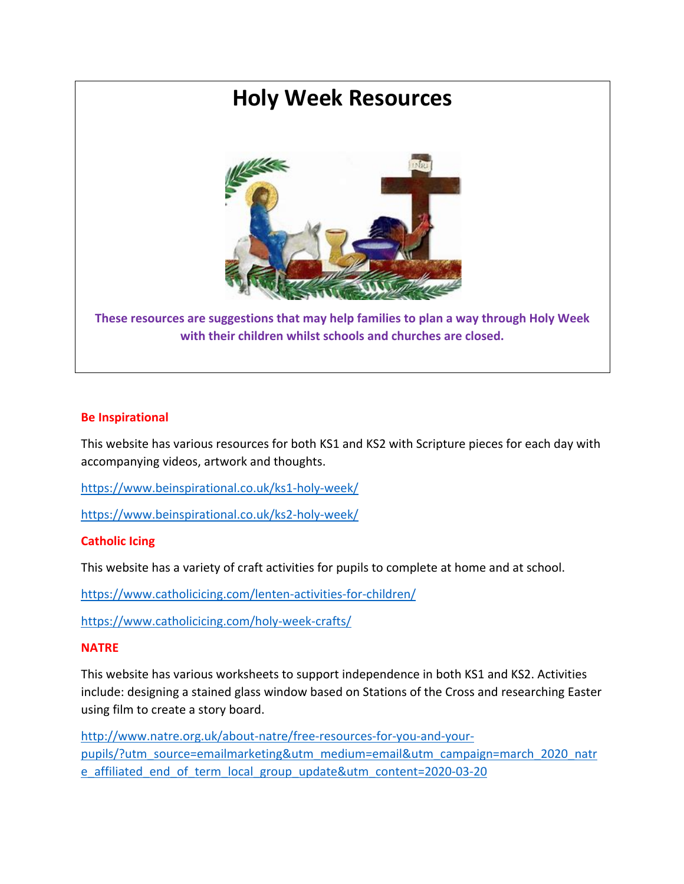# Holy Week Resources

**These resources are suggestions that may help families to plan a way through Holy Week with their children whilst schools and churches are closed.**

**Be Inspirational**

This website has various resources for both KS1 and KS2 with Scripture pieces for each day with accompanying videos, artwork and thoughts.

https://www.beinspirational.co.uk/ks1-holy-week/

https://www.beinspirational.co.uk/ks2-holy-week/

**Catholic Icing**

This website has a variety of craft activities for pupils to complete at home and at school.

https://www.catholicicing.com/lenten-activities-for-children/

https://www.catholicicing.com/holy-week-crafts/

**NATRE**

This website has various worksheets to support independence in both KS1 and KS2. Activities include: designing a stained glass window based on Stations of the Cross and researching Easter using film to create a story board.

http://www.natre.org.uk/about-natre/free-resources-for-you-and-your-pupils/?utm_source=emailmarketing&utm_medium=email&utm_campaign=march_2020_natre_affiliated_end_of_term_local_group_update&utm_content=2020-03-20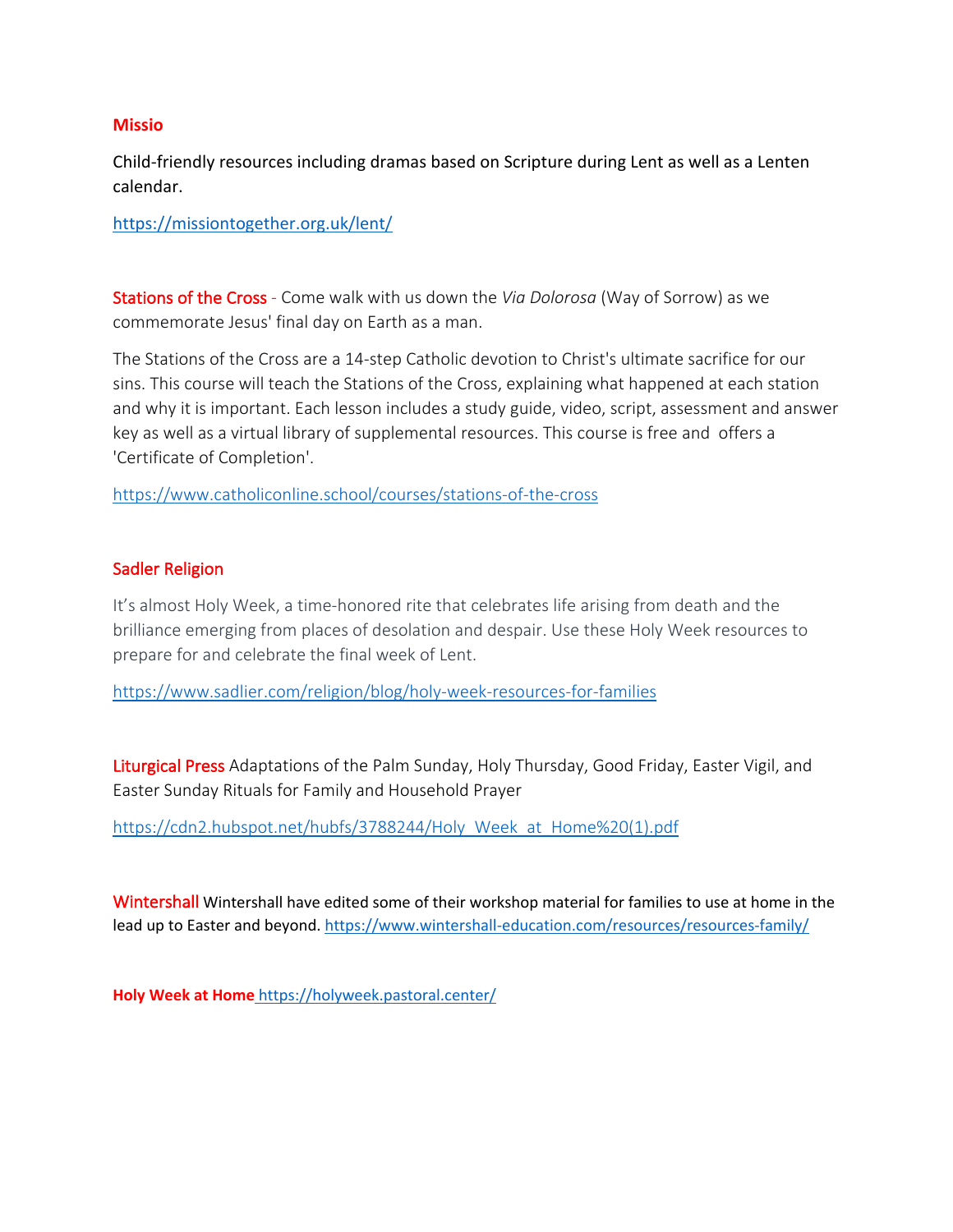**Missio**

Child-friendly resources including dramas based on Scripture during Lent as well as a Lenten calendar.

https://missiontogether.org.uk/lent/

**Stations of the Cross** - Come walk with us down the *Via Dolorosa* (Way of Sorrow) as we commemorate Jesus' final day on Earth as a man.

The Stations of the Cross are a 14-step Catholic devotion to Christ's ultimate sacrifice for our sins. This course will teach the Stations of the Cross, explaining what happened at each station and why it is important. Each lesson includes a study guide, video, script, assessment and answer key as well as a virtual library of supplemental resources. This course is free and offers a 'Certificate of Completion'.

https://www.catholiconline.school/courses/stations-of-the-cross

**Sadler Religion**

It's almost Holy Week, a time-honored rite that celebrates life arising from death and the brilliance emerging from places of desolation and despair. Use these Holy Week resources to prepare for and celebrate the final week of Lent.

https://www.sadlier.com/religion/blog/holy-week-resources-for-families

**Liturgical Press** Adaptations of the Palm Sunday, Holy Thursday, Good Friday, Easter Vigil, and Easter Sunday Rituals for Family and Household Prayer

https://cdn2.hubspot.net/hubfs/3788244/Holy_Week_at_Home%20(1).pdf

**Wintershall** Wintershall have edited some of their workshop material for families to use at home in the lead up to Easter and beyond. https://www.wintershall-education.com/resources/resources-family/

**Holy Week at Home** https://holyweek.pastoral.center/